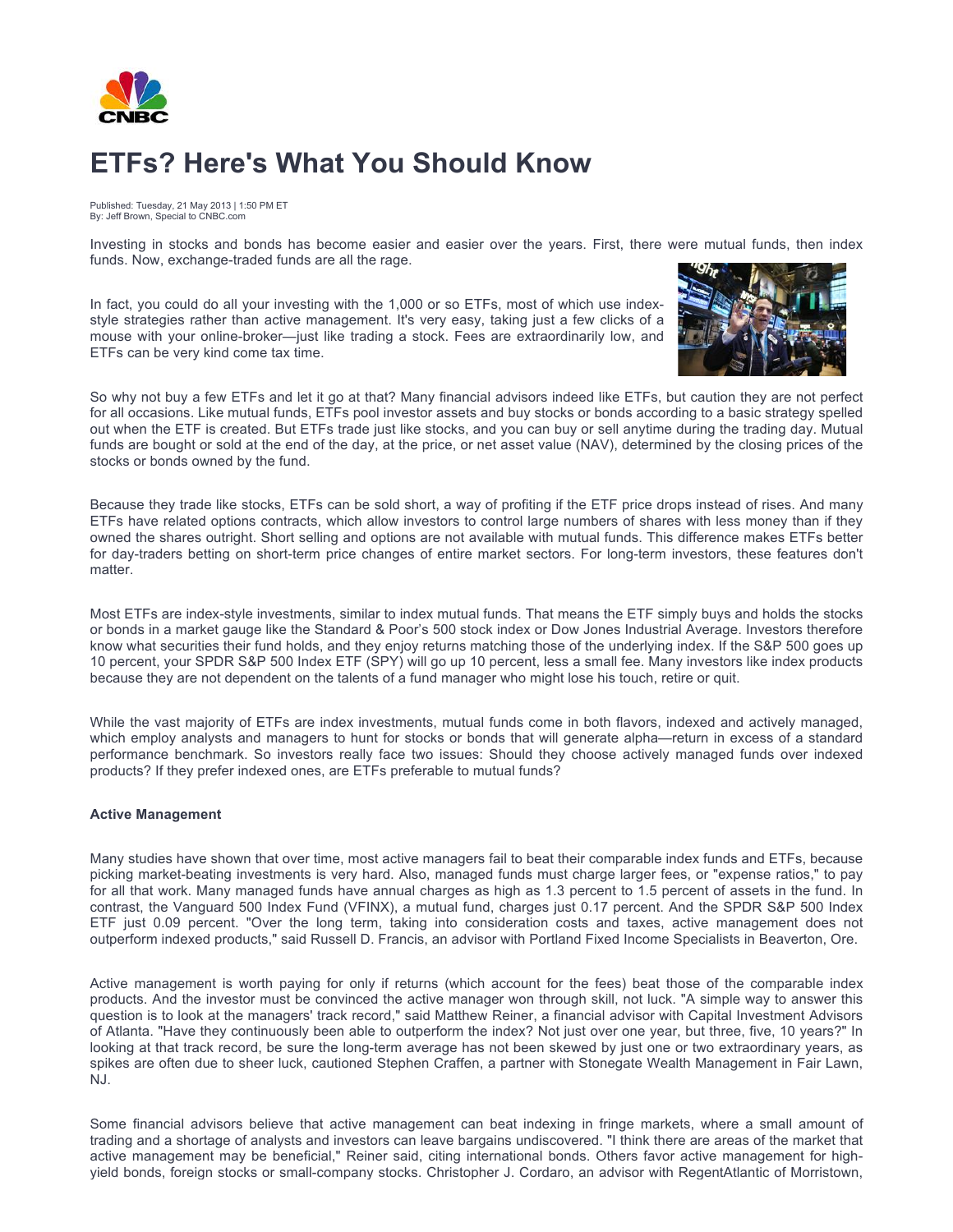# ETFs? Here's What You Should Know

Published: Tuesday, 21 May 2013 | 1:50 PM ET
By: Jeff Brown, Special to CNBC.com

Investing in stocks and bonds has become easier and easier over the years. First, there were mutual funds, then index funds. Now, exchange-traded funds are all the rage.

In fact, you could do all your investing with the 1,000 or so ETFs, most of which use index-style strategies rather than active management. It's very easy, taking just a few clicks of a mouse with your online-broker—just like trading a stock. Fees are extraordinarily low, and ETFs can be very kind come tax time.

So why not buy a few ETFs and let it go at that? Many financial advisors indeed like ETFs, but caution they are not perfect for all occasions. Like mutual funds, ETFs pool investor assets and buy stocks or bonds according to a basic strategy spelled out when the ETF is created. But ETFs trade just like stocks, and you can buy or sell anytime during the trading day. Mutual funds are bought or sold at the end of the day, at the price, or net asset value (NAV), determined by the closing prices of the stocks or bonds owned by the fund.

Because they trade like stocks, ETFs can be sold short, a way of profiting if the ETF price drops instead of rises. And many ETFs have related options contracts, which allow investors to control large numbers of shares with less money than if they owned the shares outright. Short selling and options are not available with mutual funds. This difference makes ETFs better for day-traders betting on short-term price changes of entire market sectors. For long-term investors, these features don't matter.

Most ETFs are index-style investments, similar to index mutual funds. That means the ETF simply buys and holds the stocks or bonds in a market gauge like the Standard & Poor's 500 stock index or Dow Jones Industrial Average. Investors therefore know what securities their fund holds, and they enjoy returns matching those of the underlying index. If the S&P 500 goes up 10 percent, your SPDR S&P 500 Index ETF (SPY) will go up 10 percent, less a small fee. Many investors like index products because they are not dependent on the talents of a fund manager who might lose his touch, retire or quit.

While the vast majority of ETFs are index investments, mutual funds come in both flavors, indexed and actively managed, which employ analysts and managers to hunt for stocks or bonds that will generate alpha—return in excess of a standard performance benchmark. So investors really face two issues: Should they choose actively managed funds over indexed products? If they prefer indexed ones, are ETFs preferable to mutual funds?

**Active Management**

Many studies have shown that over time, most active managers fail to beat their comparable index funds and ETFs, because picking market-beating investments is very hard. Also, managed funds must charge larger fees, or "expense ratios," to pay for all that work. Many managed funds have annual charges as high as 1.3 percent to 1.5 percent of assets in the fund. In contrast, the Vanguard 500 Index Fund (VFINX), a mutual fund, charges just 0.17 percent. And the SPDR S&P 500 Index ETF just 0.09 percent. "Over the long term, taking into consideration costs and taxes, active management does not outperform indexed products," said Russell D. Francis, an advisor with Portland Fixed Income Specialists in Beaverton, Ore.

Active management is worth paying for only if returns (which account for the fees) beat those of the comparable index products. And the investor must be convinced the active manager won through skill, not luck. "A simple way to answer this question is to look at the managers' track record," said Matthew Reiner, a financial advisor with Capital Investment Advisors of Atlanta. "Have they continuously been able to outperform the index? Not just over one year, but three, five, 10 years?" In looking at that track record, be sure the long-term average has not been skewed by just one or two extraordinary years, as spikes are often due to sheer luck, cautioned Stephen Craffen, a partner with Stonegate Wealth Management in Fair Lawn, NJ.

Some financial advisors believe that active management can beat indexing in fringe markets, where a small amount of trading and a shortage of analysts and investors can leave bargains undiscovered. "I think there are areas of the market that active management may be beneficial," Reiner said, citing international bonds. Others favor active management for high-yield bonds, foreign stocks or small-company stocks. Christopher J. Cordaro, an advisor with RegentAtlantic of Morristown,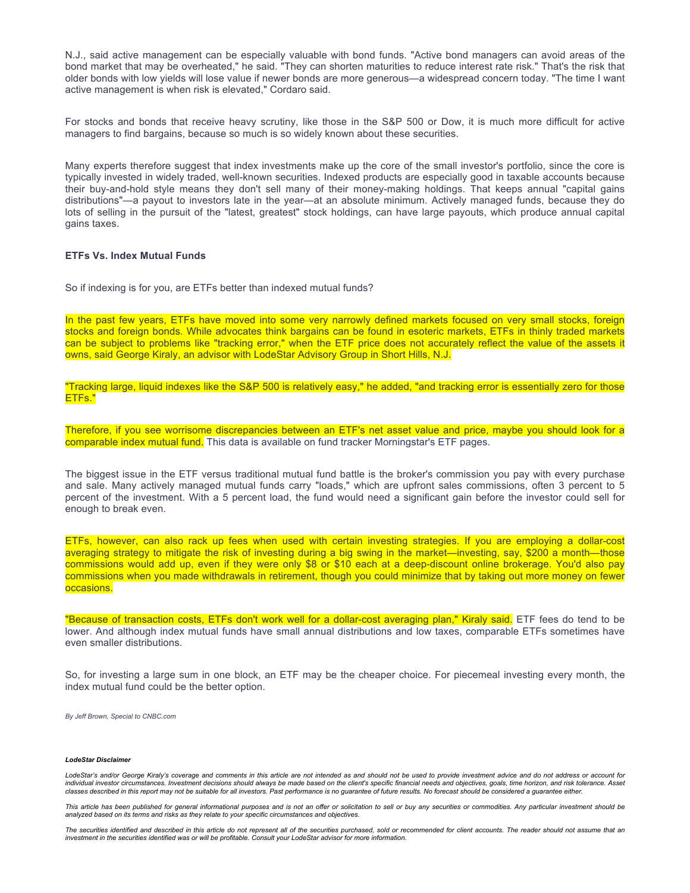N.J., said active management can be especially valuable with bond funds. "Active bond managers can avoid areas of the bond market that may be overheated," he said. "They can shorten maturities to reduce interest rate risk." That's the risk that older bonds with low yields will lose value if newer bonds are more generous—a widespread concern today. "The time I want active management is when risk is elevated," Cordaro said.

For stocks and bonds that receive heavy scrutiny, like those in the S&P 500 or Dow, it is much more difficult for active managers to find bargains, because so much is so widely known about these securities.

Many experts therefore suggest that index investments make up the core of the small investor's portfolio, since the core is typically invested in widely traded, well-known securities. Indexed products are especially good in taxable accounts because their buy-and-hold style means they don't sell many of their money-making holdings. That keeps annual "capital gains distributions"—a payout to investors late in the year—at an absolute minimum. Actively managed funds, because they do lots of selling in the pursuit of the "latest, greatest" stock holdings, can have large payouts, which produce annual capital gains taxes.

**ETFs Vs. Index Mutual Funds**

So if indexing is for you, are ETFs better than indexed mutual funds?

In the past few years, ETFs have moved into some very narrowly defined markets focused on very small stocks, foreign stocks and foreign bonds. While advocates think bargains can be found in esoteric markets, ETFs in thinly traded markets can be subject to problems like "tracking error," when the ETF price does not accurately reflect the value of the assets it owns, said George Kiraly, an advisor with LodeStar Advisory Group in Short Hills, N.J.

"Tracking large, liquid indexes like the S&P 500 is relatively easy," he added, "and tracking error is essentially zero for those ETFs."

Therefore, if you see worrisome discrepancies between an ETF's net asset value and price, maybe you should look for a comparable index mutual fund. This data is available on fund tracker Morningstar's ETF pages.

The biggest issue in the ETF versus traditional mutual fund battle is the broker's commission you pay with every purchase and sale. Many actively managed mutual funds carry "loads," which are upfront sales commissions, often 3 percent to 5 percent of the investment. With a 5 percent load, the fund would need a significant gain before the investor could sell for enough to break even.

ETFs, however, can also rack up fees when used with certain investing strategies. If you are employing a dollar-cost averaging strategy to mitigate the risk of investing during a big swing in the market—investing, say, $200 a month—those commissions would add up, even if they were only $8 or $10 each at a deep-discount online brokerage. You'd also pay commissions when you made withdrawals in retirement, though you could minimize that by taking out more money on fewer occasions.

"Because of transaction costs, ETFs don't work well for a dollar-cost averaging plan," Kiraly said. ETF fees do tend to be lower. And although index mutual funds have small annual distributions and low taxes, comparable ETFs sometimes have even smaller distributions.

So, for investing a large sum in one block, an ETF may be the cheaper choice. For piecemeal investing every month, the index mutual fund could be the better option.

*By Jeff Brown, Special to CNBC.com*

***LodeStar Disclaimer***

*LodeStar's and/or George Kiraly's coverage and comments in this article are not intended as and should not be used to provide investment advice and do not address or account for individual investor circumstances. Investment decisions should always be made based on the client's specific financial needs and objectives, goals, time horizon, and risk tolerance. Asset classes described in this report may not be suitable for all investors. Past performance is no guarantee of future results. No forecast should be considered a guarantee either.*

*This article has been published for general informational purposes and is not an offer or solicitation to sell or buy any securities or commodities. Any particular investment should be analyzed based on its terms and risks as they relate to your specific circumstances and objectives.*

*The securities identified and described in this article do not represent all of the securities purchased, sold or recommended for client accounts. The reader should not assume that an investment in the securities identified was or will be profitable. Consult your LodeStar advisor for more information.*